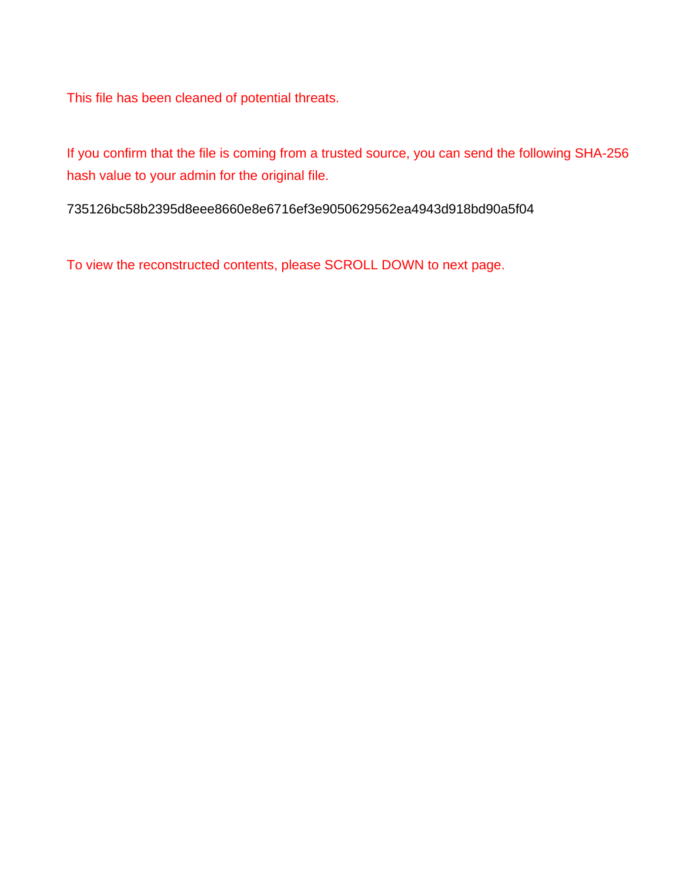This file has been cleaned of potential threats.

If you confirm that the file is coming from a trusted source, you can send the following SHA-256 hash value to your admin for the original file.

735126bc58b2395d8eee8660e8e6716ef3e9050629562ea4943d918bd90a5f04

To view the reconstructed contents, please SCROLL DOWN to next page.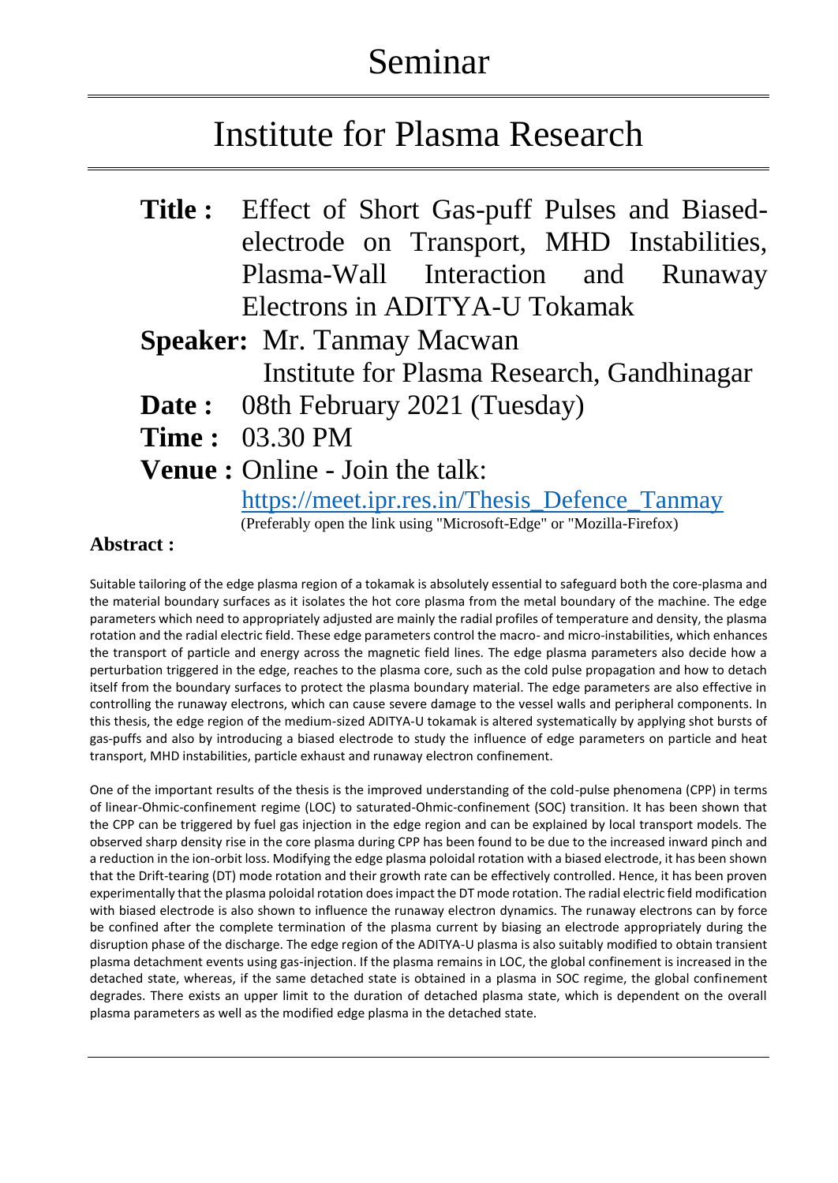# Seminar

## Institute for Plasma Research

**Title :** Effect of Short Gas-puff Pulses and Biased-electrode on Transport, MHD Instabilities, Plasma-Wall Interaction and Runaway Electrons in ADITYA-U Tokamak

**Speaker:** Mr. Tanmay Macwan
Institute for Plasma Research, Gandhinagar

**Date :** 08th February 2021 (Tuesday)

**Time :** 03.30 PM

**Venue :** Online - Join the talk:
https://meet.ipr.res.in/Thesis_Defence_Tanmay
(Preferably open the link using "Microsoft-Edge" or "Mozilla-Firefox)

**Abstract :**

Suitable tailoring of the edge plasma region of a tokamak is absolutely essential to safeguard both the core-plasma and the material boundary surfaces as it isolates the hot core plasma from the metal boundary of the machine. The edge parameters which need to appropriately adjusted are mainly the radial profiles of temperature and density, the plasma rotation and the radial electric field. These edge parameters control the macro- and micro-instabilities, which enhances the transport of particle and energy across the magnetic field lines. The edge plasma parameters also decide how a perturbation triggered in the edge, reaches to the plasma core, such as the cold pulse propagation and how to detach itself from the boundary surfaces to protect the plasma boundary material. The edge parameters are also effective in controlling the runaway electrons, which can cause severe damage to the vessel walls and peripheral components. In this thesis, the edge region of the medium-sized ADITYA-U tokamak is altered systematically by applying shot bursts of gas-puffs and also by introducing a biased electrode to study the influence of edge parameters on particle and heat transport, MHD instabilities, particle exhaust and runaway electron confinement.

One of the important results of the thesis is the improved understanding of the cold-pulse phenomena (CPP) in terms of linear-Ohmic-confinement regime (LOC) to saturated-Ohmic-confinement (SOC) transition. It has been shown that the CPP can be triggered by fuel gas injection in the edge region and can be explained by local transport models. The observed sharp density rise in the core plasma during CPP has been found to be due to the increased inward pinch and a reduction in the ion-orbit loss. Modifying the edge plasma poloidal rotation with a biased electrode, it has been shown that the Drift-tearing (DT) mode rotation and their growth rate can be effectively controlled. Hence, it has been proven experimentally that the plasma poloidal rotation does impact the DT mode rotation. The radial electric field modification with biased electrode is also shown to influence the runaway electron dynamics. The runaway electrons can by force be confined after the complete termination of the plasma current by biasing an electrode appropriately during the disruption phase of the discharge. The edge region of the ADITYA-U plasma is also suitably modified to obtain transient plasma detachment events using gas-injection. If the plasma remains in LOC, the global confinement is increased in the detached state, whereas, if the same detached state is obtained in a plasma in SOC regime, the global confinement degrades. There exists an upper limit to the duration of detached plasma state, which is dependent on the overall plasma parameters as well as the modified edge plasma in the detached state.